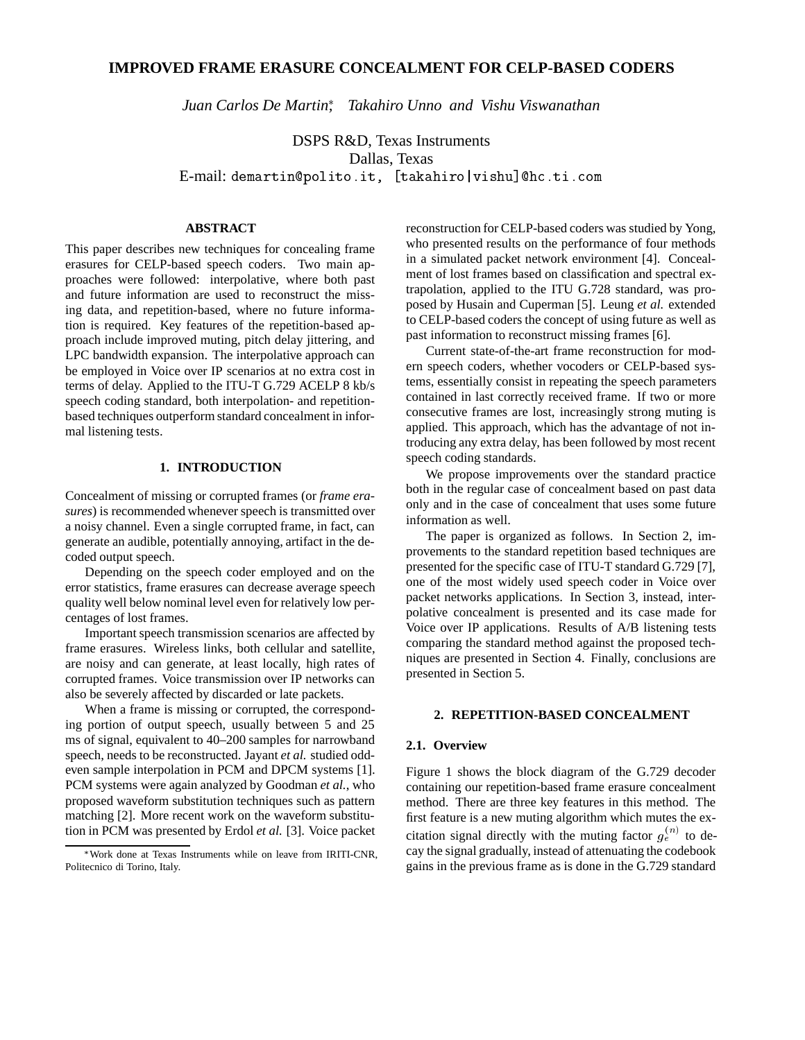# IMPROVED FRAME ERASURE CONCEALMENT FOR CELP-BASED CODERS

*Juan Carlos De Martin*\*, *Takahiro Unno* and *Vishu Viswanathan*

DSPS R&D, Texas Instruments
Dallas, Texas
E-mail: demartin@polito.it, [takahiro|vishu]@hc.ti.com

## ABSTRACT

This paper describes new techniques for concealing frame erasures for CELP-based speech coders. Two main approaches were followed: interpolative, where both past and future information are used to reconstruct the missing data, and repetition-based, where no future information is required. Key features of the repetition-based approach include improved muting, pitch delay jittering, and LPC bandwidth expansion. The interpolative approach can be employed in Voice over IP scenarios at no extra cost in terms of delay. Applied to the ITU-T G.729 ACELP 8 kb/s speech coding standard, both interpolation- and repetition-based techniques outperform standard concealment in informal listening tests.

## 1. INTRODUCTION

Concealment of missing or corrupted frames (or *frame erasures*) is recommended whenever speech is transmitted over a noisy channel. Even a single corrupted frame, in fact, can generate an audible, potentially annoying, artifact in the decoded output speech.

Depending on the speech coder employed and on the error statistics, frame erasures can decrease average speech quality well below nominal level even for relatively low percentages of lost frames.

Important speech transmission scenarios are affected by frame erasures. Wireless links, both cellular and satellite, are noisy and can generate, at least locally, high rates of corrupted frames. Voice transmission over IP networks can also be severely affected by discarded or late packets.

When a frame is missing or corrupted, the corresponding portion of output speech, usually between 5 and 25 ms of signal, equivalent to 40–200 samples for narrowband speech, needs to be reconstructed. Jayant *et al.* studied odd-even sample interpolation in PCM and DPCM systems [1]. PCM systems were again analyzed by Goodman *et al.*, who proposed waveform substitution techniques such as pattern matching [2]. More recent work on the waveform substitution in PCM was presented by Erdol *et al.* [3]. Voice packet reconstruction for CELP-based coders was studied by Yong, who presented results on the performance of four methods in a simulated packet network environment [4]. Concealment of lost frames based on classification and spectral extrapolation, applied to the ITU G.728 standard, was proposed by Husain and Cuperman [5]. Leung *et al.* extended to CELP-based coders the concept of using future as well as past information to reconstruct missing frames [6].

Current state-of-the-art frame reconstruction for modern speech coders, whether vocoders or CELP-based systems, essentially consist in repeating the speech parameters contained in last correctly received frame. If two or more consecutive frames are lost, increasingly strong muting is applied. This approach, which has the advantage of not introducing any extra delay, has been followed by most recent speech coding standards.

We propose improvements over the standard practice both in the regular case of concealment based on past data only and in the case of concealment that uses some future information as well.

The paper is organized as follows. In Section 2, improvements to the standard repetition based techniques are presented for the specific case of ITU-T standard G.729 [7], one of the most widely used speech coder in Voice over packet networks applications. In Section 3, instead, interpolative concealment is presented and its case made for Voice over IP applications. Results of A/B listening tests comparing the standard method against the proposed techniques are presented in Section 4. Finally, conclusions are presented in Section 5.

## 2. REPETITION-BASED CONCEALMENT

### 2.1. Overview

Figure 1 shows the block diagram of the G.729 decoder containing our repetition-based frame erasure concealment method. There are three key features in this method. The first feature is a new muting algorithm which mutes the excitation signal directly with the muting factor $g_e^{(n)}$ to decay the signal gradually, instead of attenuating the codebook gains in the previous frame as is done in the G.729 standard

\*Work done at Texas Instruments while on leave from IRITI-CNR, Politecnico di Torino, Italy.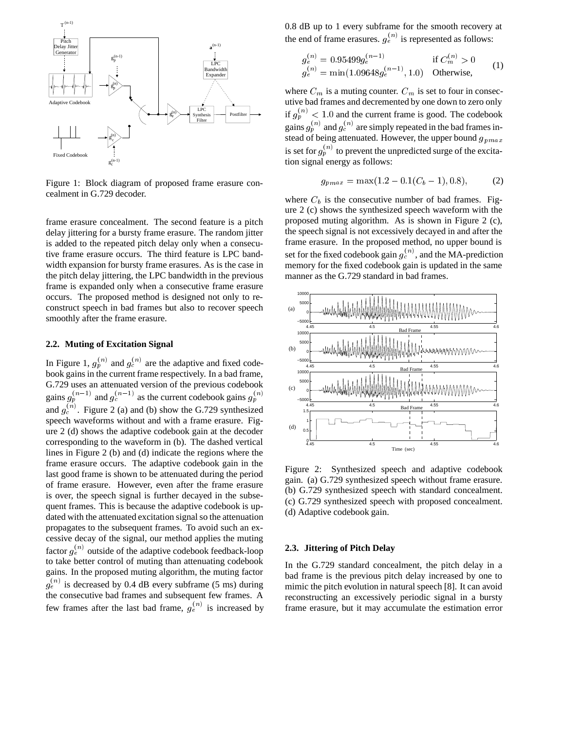Figure 1: Block diagram of proposed frame erasure concealment in G.729 decoder.

frame erasure concealment. The second feature is a pitch delay jittering for a bursty frame erasure. The random jitter is added to the repeated pitch delay only when a consecutive frame erasure occurs. The third feature is LPC bandwidth expansion for bursty frame erasures. As is the case in the pitch delay jittering, the LPC bandwidth in the previous frame is expanded only when a consecutive frame erasure occurs. The proposed method is designed not only to reconstruct speech in bad frames but also to recover speech smoothly after the frame erasure.

### 2.2. Muting of Excitation Signal

In Figure 1, $g_p^{(n)}$ and $g_c^{(n)}$ are the adaptive and fixed codebook gains in the current frame respectively. In a bad frame, G.729 uses an attenuated version of the previous codebook gains $g_p^{(n-1)}$ and $g_c^{(n-1)}$ as the current codebook gains $g_p^{(n)}$ and $g_c^{(n)}$. Figure 2 (a) and (b) show the G.729 synthesized speech waveforms without and with a frame erasure. Figure 2 (d) shows the adaptive codebook gain at the decoder corresponding to the waveform in (b). The dashed vertical lines in Figure 2 (b) and (d) indicate the regions where the frame erasure occurs. The adaptive codebook gain in the last good frame is shown to be attenuated during the period of frame erasure. However, even after the frame erasure is over, the speech signal is further decayed in the subsequent frames. This is because the adaptive codebook is updated with the attenuated excitation signal so the attenuation propagates to the subsequent frames. To avoid such an excessive decay of the signal, our method applies the muting factor $g_e^{(n)}$ outside of the adaptive codebook feedback-loop to take better control of muting than attenuating codebook gains. In the proposed muting algorithm, the muting factor $g_e^{(n)}$ is decreased by 0.4 dB every subframe (5 ms) during the consecutive bad frames and subsequent few frames. A few frames after the last bad frame, $g_e^{(n)}$ is increased by 0.8 dB up to 1 every subframe for the smooth recovery at the end of frame erasures. $g_e^{(n)}$ is represented as follows:

$$\begin{array}{ll} g_e^{(n)} = 0.95499 g_e^{(n-1)} & \text{if } C_m^{(n)} > 0 \\ g_e^{(n)} = \min(1.09648 g_e^{(n-1)}, 1.0) & \text{Otherwise,} \end{array} \quad (1)$$

where $C_m$ is a muting counter. $C_m$ is set to four in consecutive bad frames and decremented by one down to zero only if $g_p^{(n)} < 1.0$ and the current frame is good. The codebook gains $g_p^{(n)}$ and $g_c^{(n)}$ are simply repeated in the bad frames instead of being attenuated. However, the upper bound $g_{pmax}$ is set for $g_p^{(n)}$ to prevent the unpredicted surge of the excitation signal energy as follows:

$$g_{pmax} = \max(1.2 - 0.1(C_b - 1), 0.8), \quad (2)$$

where $C_b$ is the consecutive number of bad frames. Figure 2 (c) shows the synthesized speech waveform with the proposed muting algorithm. As is shown in Figure 2 (c), the speech signal is not excessively decayed in and after the frame erasure. In the proposed method, no upper bound is set for the fixed codebook gain $g_c^{(n)}$, and the MA-prediction memory for the fixed codebook gain is updated in the same manner as the G.729 standard in bad frames.

Figure 2: Synthesized speech and adaptive codebook gain. (a) G.729 synthesized speech without frame erasure. (b) G.729 synthesized speech with standard concealment. (c) G.729 synthesized speech with proposed concealment. (d) Adaptive codebook gain.

### 2.3. Jittering of Pitch Delay

In the G.729 standard concealment, the pitch delay in a bad frame is the previous pitch delay increased by one to mimic the pitch evolution in natural speech [8]. It can avoid reconstructing an excessively periodic signal in a bursty frame erasure, but it may accumulate the estimation error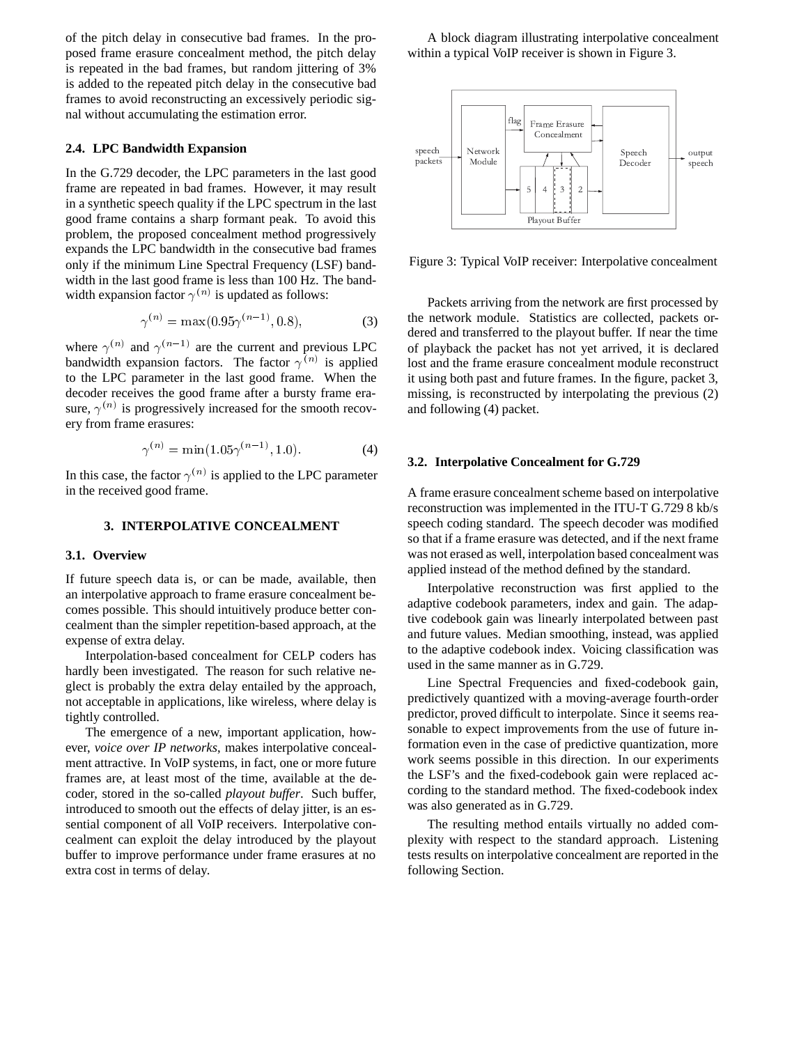of the pitch delay in consecutive bad frames. In the proposed frame erasure concealment method, the pitch delay is repeated in the bad frames, but random jittering of 3% is added to the repeated pitch delay in the consecutive bad frames to avoid reconstructing an excessively periodic signal without accumulating the estimation error.

### 2.4. LPC Bandwidth Expansion

In the G.729 decoder, the LPC parameters in the last good frame are repeated in bad frames. However, it may result in a synthetic speech quality if the LPC spectrum in the last good frame contains a sharp formant peak. To avoid this problem, the proposed concealment method progressively expands the LPC bandwidth in the consecutive bad frames only if the minimum Line Spectral Frequency (LSF) bandwidth in the last good frame is less than 100 Hz. The bandwidth expansion factor $\gamma^{(n)}$ is updated as follows:

$$\gamma^{(n)} = \max(0.95\gamma^{(n-1)}, 0.8), \tag{3}$$

where $\gamma^{(n)}$ and $\gamma^{(n-1)}$ are the current and previous LPC bandwidth expansion factors. The factor $\gamma^{(n)}$ is applied to the LPC parameter in the last good frame. When the decoder receives the good frame after a bursty frame erasure, $\gamma^{(n)}$ is progressively increased for the smooth recovery from frame erasures:

$$\gamma^{(n)} = \min(1.05\gamma^{(n-1)}, 1.0). \tag{4}$$

In this case, the factor $\gamma^{(n)}$ is applied to the LPC parameter in the received good frame.

## 3. INTERPOLATIVE CONCEALMENT

### 3.1. Overview

If future speech data is, or can be made, available, then an interpolative approach to frame erasure concealment becomes possible. This should intuitively produce better concealment than the simpler repetition-based approach, at the expense of extra delay.

Interpolation-based concealment for CELP coders has hardly been investigated. The reason for such relative neglect is probably the extra delay entailed by the approach, not acceptable in applications, like wireless, where delay is tightly controlled.

The emergence of a new, important application, however, *voice over IP networks*, makes interpolative concealment attractive. In VoIP systems, in fact, one or more future frames are, at least most of the time, available at the decoder, stored in the so-called *playout buffer*. Such buffer, introduced to smooth out the effects of delay jitter, is an essential component of all VoIP receivers. Interpolative concealment can exploit the delay introduced by the playout buffer to improve performance under frame erasures at no extra cost in terms of delay.

A block diagram illustrating interpolative concealment within a typical VoIP receiver is shown in Figure 3.

Figure 3: Typical VoIP receiver: Interpolative concealment

Packets arriving from the network are first processed by the network module. Statistics are collected, packets ordered and transferred to the playout buffer. If near the time of playback the packet has not yet arrived, it is declared lost and the frame erasure concealment module reconstruct it using both past and future frames. In the figure, packet 3, missing, is reconstructed by interpolating the previous (2) and following (4) packet.

### 3.2. Interpolative Concealment for G.729

A frame erasure concealment scheme based on interpolative reconstruction was implemented in the ITU-T G.729 8 kb/s speech coding standard. The speech decoder was modified so that if a frame erasure was detected, and if the next frame was not erased as well, interpolation based concealment was applied instead of the method defined by the standard.

Interpolative reconstruction was first applied to the adaptive codebook parameters, index and gain. The adaptive codebook gain was linearly interpolated between past and future values. Median smoothing, instead, was applied to the adaptive codebook index. Voicing classification was used in the same manner as in G.729.

Line Spectral Frequencies and fixed-codebook gain, predictively quantized with a moving-average fourth-order predictor, proved difficult to interpolate. Since it seems reasonable to expect improvements from the use of future information even in the case of predictive quantization, more work seems possible in this direction. In our experiments the LSF's and the fixed-codebook gain were replaced according to the standard method. The fixed-codebook index was also generated as in G.729.

The resulting method entails virtually no added complexity with respect to the standard approach. Listening tests results on interpolative concealment are reported in the following Section.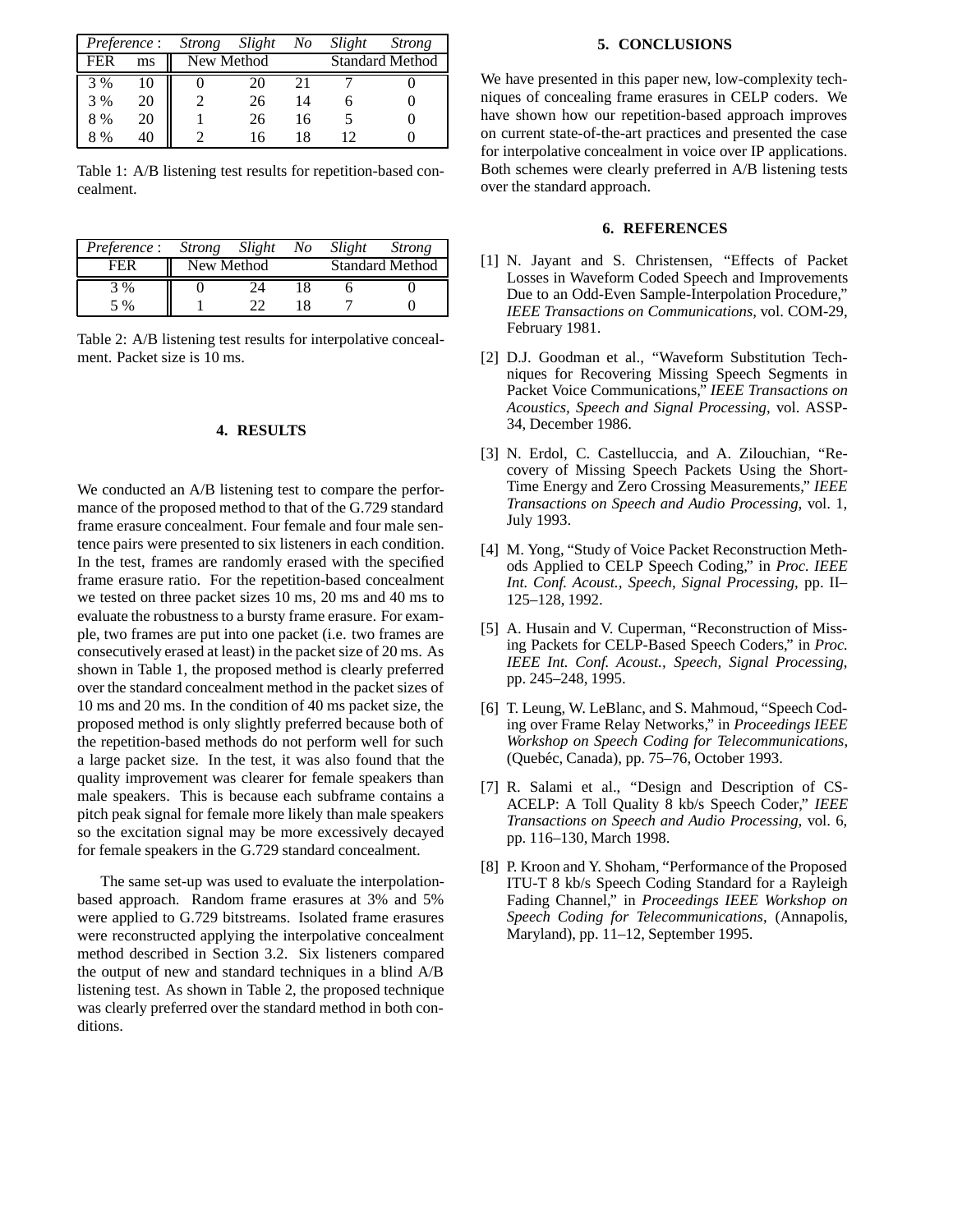| *Preference* : | | *Strong* | *Slight* | *No* | *Slight* | *Strong* |
|---|---|---|---|---|---|---|
| FER | ms | New Method | | | Standard Method | |
| 3 % | 10 | 0 | 20 | 21 | 7 | 0 |
| 3 % | 20 | 2 | 26 | 14 | 6 | 0 |
| 8 % | 20 | 1 | 26 | 16 | 5 | 0 |
| 8 % | 40 | 2 | 16 | 18 | 12 | 0 |

Table 1: A/B listening test results for repetition-based concealment.

| *Preference* : | *Strong* | *Slight* | *No* | *Slight* | *Strong* |
|---|---|---|---|---|---|
| FER | New Method | | | Standard Method | |
| 3 % | 0 | 24 | 18 | 6 | 0 |
| 5 % | 1 | 22 | 18 | 7 | 0 |

Table 2: A/B listening test results for interpolative concealment. Packet size is 10 ms.

## 4. RESULTS

We conducted an A/B listening test to compare the performance of the proposed method to that of the G.729 standard frame erasure concealment. Four female and four male sentence pairs were presented to six listeners in each condition. In the test, frames are randomly erased with the specified frame erasure ratio. For the repetition-based concealment we tested on three packet sizes 10 ms, 20 ms and 40 ms to evaluate the robustness to a bursty frame erasure. For example, two frames are put into one packet (i.e. two frames are consecutively erased at least) in the packet size of 20 ms. As shown in Table 1, the proposed method is clearly preferred over the standard concealment method in the packet sizes of 10 ms and 20 ms. In the condition of 40 ms packet size, the proposed method is only slightly preferred because both of the repetition-based methods do not perform well for such a large packet size. In the test, it was also found that the quality improvement was clearer for female speakers than male speakers. This is because each subframe contains a pitch peak signal for female more likely than male speakers so the excitation signal may be more excessively decayed for female speakers in the G.729 standard concealment.

The same set-up was used to evaluate the interpolation-based approach. Random frame erasures at 3% and 5% were applied to G.729 bitstreams. Isolated frame erasures were reconstructed applying the interpolative concealment method described in Section 3.2. Six listeners compared the output of new and standard techniques in a blind A/B listening test. As shown in Table 2, the proposed technique was clearly preferred over the standard method in both conditions.

## 5. CONCLUSIONS

We have presented in this paper new, low-complexity techniques of concealing frame erasures in CELP coders. We have shown how our repetition-based approach improves on current state-of-the-art practices and presented the case for interpolative concealment in voice over IP applications. Both schemes were clearly preferred in A/B listening tests over the standard approach.

## 6. REFERENCES

[1] N. Jayant and S. Christensen, "Effects of Packet Losses in Waveform Coded Speech and Improvements Due to an Odd-Even Sample-Interpolation Procedure," *IEEE Transactions on Communications*, vol. COM-29, February 1981.

[2] D.J. Goodman et al., "Waveform Substitution Techniques for Recovering Missing Speech Segments in Packet Voice Communications," *IEEE Transactions on Acoustics, Speech and Signal Processing*, vol. ASSP-34, December 1986.

[3] N. Erdol, C. Castelluccia, and A. Zilouchian, "Recovery of Missing Speech Packets Using the Short-Time Energy and Zero Crossing Measurements," *IEEE Transactions on Speech and Audio Processing*, vol. 1, July 1993.

[4] M. Yong, "Study of Voice Packet Reconstruction Methods Applied to CELP Speech Coding," in *Proc. IEEE Int. Conf. Acoust., Speech, Signal Processing*, pp. II–125–128, 1992.

[5] A. Husain and V. Cuperman, "Reconstruction of Missing Packets for CELP-Based Speech Coders," in *Proc. IEEE Int. Conf. Acoust., Speech, Signal Processing*, pp. 245–248, 1995.

[6] T. Leung, W. LeBlanc, and S. Mahmoud, "Speech Coding over Frame Relay Networks," in *Proceedings IEEE Workshop on Speech Coding for Telecommunications*, (Quebéc, Canada), pp. 75–76, October 1993.

[7] R. Salami et al., "Design and Description of CS-ACELP: A Toll Quality 8 kb/s Speech Coder," *IEEE Transactions on Speech and Audio Processing*, vol. 6, pp. 116–130, March 1998.

[8] P. Kroon and Y. Shoham, "Performance of the Proposed ITU-T 8 kb/s Speech Coding Standard for a Rayleigh Fading Channel," in *Proceedings IEEE Workshop on Speech Coding for Telecommunications*, (Annapolis, Maryland), pp. 11–12, September 1995.